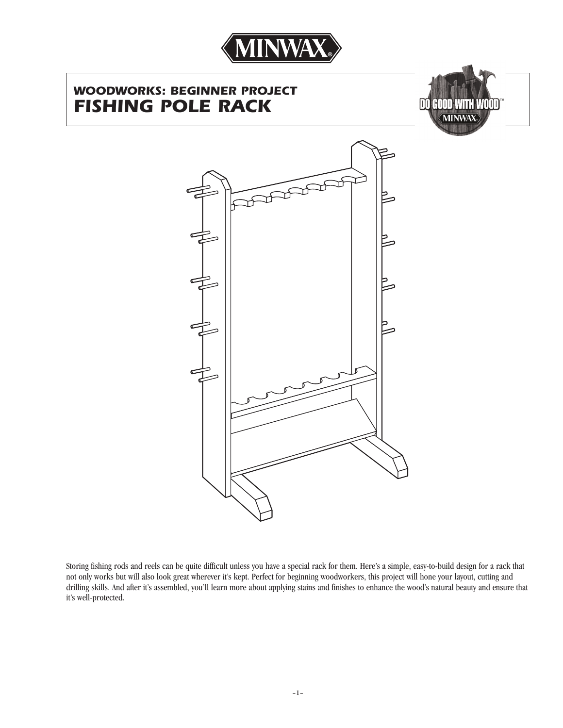# WOODWORKS: BEGINNER PROJECT

# FISHING POLE RACK

Storing fishing rods and reels can be quite difficult unless you have a special rack for them. Here's a simple, easy-to-build design for a rack that not only works but will also look great wherever it's kept. Perfect for beginning woodworkers, this project will hone your layout, cutting and drilling skills. And after it's assembled, you'll learn more about applying stains and finishes to enhance the wood's natural beauty and ensure that it's well-protected.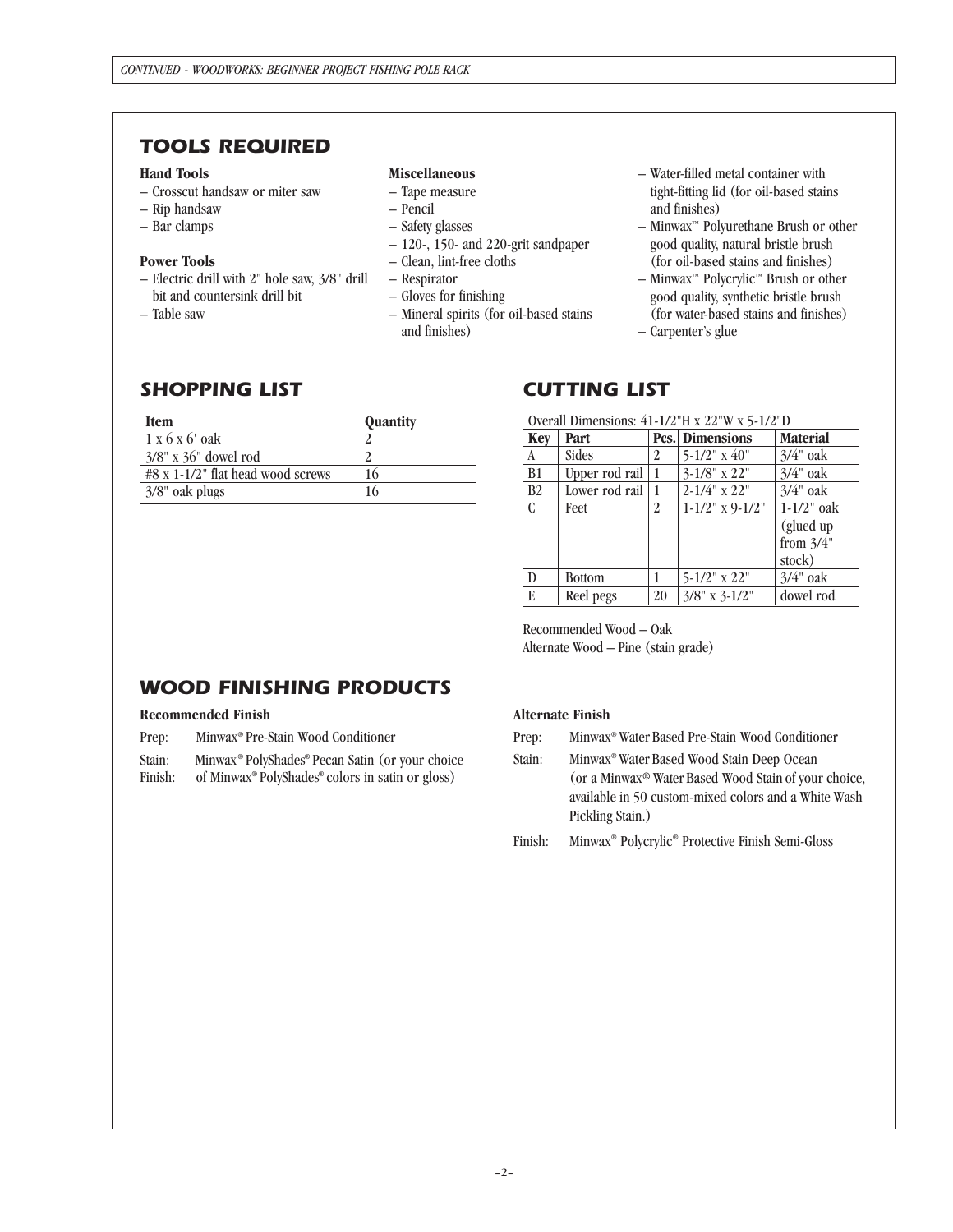## TOOLS REQUIRED

**Hand Tools**

- Crosscut handsaw or miter saw
- Rip handsaw
- Bar clamps

**Power Tools**

- Electric drill with 2" hole saw, 3/8" drill bit and countersink drill bit
- Table saw

**Miscellaneous**

- Tape measure
- Pencil
- Safety glasses
- 120-, 150- and 220-grit sandpaper
- Clean, lint-free cloths
- Respirator
- Gloves for finishing
- Mineral spirits (for oil-based stains and finishes)
- Water-filled metal container with tight-fitting lid (for oil-based stains and finishes)
- Minwax™ Polyurethane Brush or other good quality, natural bristle brush (for oil-based stains and finishes)
- Minwax™ Polycrylic™ Brush or other good quality, synthetic bristle brush (for water-based stains and finishes)
- Carpenter's glue

## SHOPPING LIST

| Item | Quantity |
|---|---|
| 1 x 6 x 6' oak | 2 |
| 3/8" x 36" dowel rod | 2 |
| #8 x 1-1/2" flat head wood screws | 16 |
| 3/8" oak plugs | 16 |

## CUTTING LIST

| Overall Dimensions: 41-1/2"H x 22"W x 5-1/2"D | | | | |
|---|---|---|---|---|
| **Key** | **Part** | **Pcs.** | **Dimensions** | **Material** |
| A | Sides | 2 | 5-1/2" x 40" | 3/4" oak |
| B1 | Upper rod rail | 1 | 3-1/8" x 22" | 3/4" oak |
| B2 | Lower rod rail | 1 | 2-1/4" x 22" | 3/4" oak |
| C | Feet | 2 | 1-1/2" x 9-1/2" | 1-1/2" oak (glued up from 3/4" stock) |
| D | Bottom | 1 | 5-1/2" x 22" | 3/4" oak |
| E | Reel pegs | 20 | 3/8" x 3-1/2" | dowel rod |

Recommended Wood – Oak
Alternate Wood – Pine (stain grade)

## WOOD FINISHING PRODUCTS

**Recommended Finish**

Prep: Minwax® Pre-Stain Wood Conditioner

Stain: Minwax® PolyShades® Pecan Satin (or your choice
Finish: of Minwax® PolyShades® colors in satin or gloss)

**Alternate Finish**

Prep: Minwax® Water Based Pre-Stain Wood Conditioner

Stain: Minwax® Water Based Wood Stain Deep Ocean (or a Minwax® Water Based Wood Stain of your choice, available in 50 custom-mixed colors and a White Wash Pickling Stain.)

Finish: Minwax® Polycrylic® Protective Finish Semi-Gloss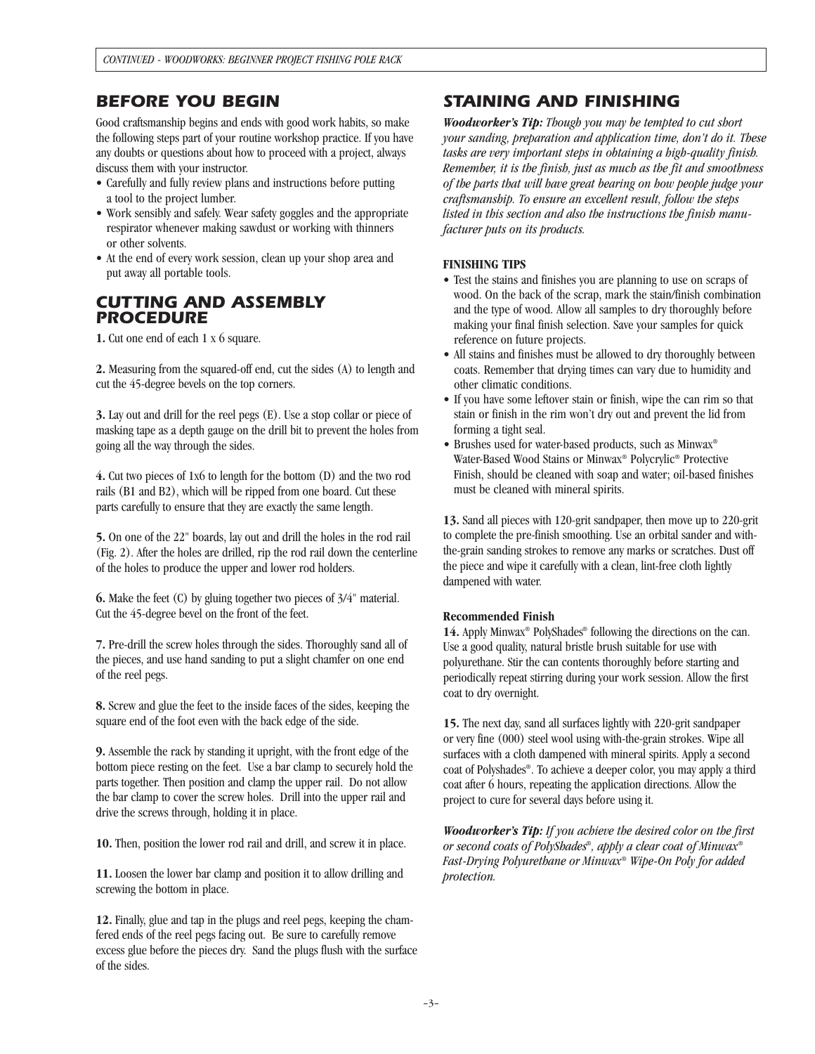## BEFORE YOU BEGIN

Good craftsmanship begins and ends with good work habits, so make the following steps part of your routine workshop practice. If you have any doubts or questions about how to proceed with a project, always discuss them with your instructor.

- Carefully and fully review plans and instructions before putting a tool to the project lumber.
- Work sensibly and safely. Wear safety goggles and the appropriate respirator whenever making sawdust or working with thinners or other solvents.
- At the end of every work session, clean up your shop area and put away all portable tools.

## CUTTING AND ASSEMBLY PROCEDURE

**1.** Cut one end of each 1 x 6 square.

**2.** Measuring from the squared-off end, cut the sides (A) to length and cut the 45-degree bevels on the top corners.

**3.** Lay out and drill for the reel pegs (E). Use a stop collar or piece of masking tape as a depth gauge on the drill bit to prevent the holes from going all the way through the sides.

**4.** Cut two pieces of 1x6 to length for the bottom (D) and the two rod rails (B1 and B2), which will be ripped from one board. Cut these parts carefully to ensure that they are exactly the same length.

**5.** On one of the 22" boards, lay out and drill the holes in the rod rail (Fig. 2). After the holes are drilled, rip the rod rail down the centerline of the holes to produce the upper and lower rod holders.

**6.** Make the feet (C) by gluing together two pieces of 3/4" material. Cut the 45-degree bevel on the front of the feet.

**7.** Pre-drill the screw holes through the sides. Thoroughly sand all of the pieces, and use hand sanding to put a slight chamfer on one end of the reel pegs.

**8.** Screw and glue the feet to the inside faces of the sides, keeping the square end of the foot even with the back edge of the side.

**9.** Assemble the rack by standing it upright, with the front edge of the bottom piece resting on the feet. Use a bar clamp to securely hold the parts together. Then position and clamp the upper rail. Do not allow the bar clamp to cover the screw holes. Drill into the upper rail and drive the screws through, holding it in place.

**10.** Then, position the lower rod rail and drill, and screw it in place.

**11.** Loosen the lower bar clamp and position it to allow drilling and screwing the bottom in place.

**12.** Finally, glue and tap in the plugs and reel pegs, keeping the chamfered ends of the reel pegs facing out. Be sure to carefully remove excess glue before the pieces dry. Sand the plugs flush with the surface of the sides.

## STAINING AND FINISHING

***Woodworker's Tip:*** *Though you may be tempted to cut short your sanding, preparation and application time, don't do it. These tasks are very important steps in obtaining a high-quality finish. Remember, it is the finish, just as much as the fit and smoothness of the parts that will have great bearing on how people judge your craftsmanship. To ensure an excellent result, follow the steps listed in this section and also the instructions the finish manufacturer puts on its products.*

**FINISHING TIPS**

- Test the stains and finishes you are planning to use on scraps of wood. On the back of the scrap, mark the stain/finish combination and the type of wood. Allow all samples to dry thoroughly before making your final finish selection. Save your samples for quick reference on future projects.
- All stains and finishes must be allowed to dry thoroughly between coats. Remember that drying times can vary due to humidity and other climatic conditions.
- If you have some leftover stain or finish, wipe the can rim so that stain or finish in the rim won't dry out and prevent the lid from forming a tight seal.
- Brushes used for water-based products, such as Minwax® Water-Based Wood Stains or Minwax® Polycrylic® Protective Finish, should be cleaned with soap and water; oil-based finishes must be cleaned with mineral spirits.

**13.** Sand all pieces with 120-grit sandpaper, then move up to 220-grit to complete the pre-finish smoothing. Use an orbital sander and with-the-grain sanding strokes to remove any marks or scratches. Dust off the piece and wipe it carefully with a clean, lint-free cloth lightly dampened with water.

**Recommended Finish**

**14.** Apply Minwax® PolyShades® following the directions on the can. Use a good quality, natural bristle brush suitable for use with polyurethane. Stir the can contents thoroughly before starting and periodically repeat stirring during your work session. Allow the first coat to dry overnight.

**15.** The next day, sand all surfaces lightly with 220-grit sandpaper or very fine (000) steel wool using with-the-grain strokes. Wipe all surfaces with a cloth dampened with mineral spirits. Apply a second coat of Polyshades®. To achieve a deeper color, you may apply a third coat after 6 hours, repeating the application directions. Allow the project to cure for several days before using it.

***Woodworker's Tip:*** *If you achieve the desired color on the first or second coats of PolyShades®, apply a clear coat of Minwax® Fast-Drying Polyurethane or Minwax® Wipe-On Poly for added protection.*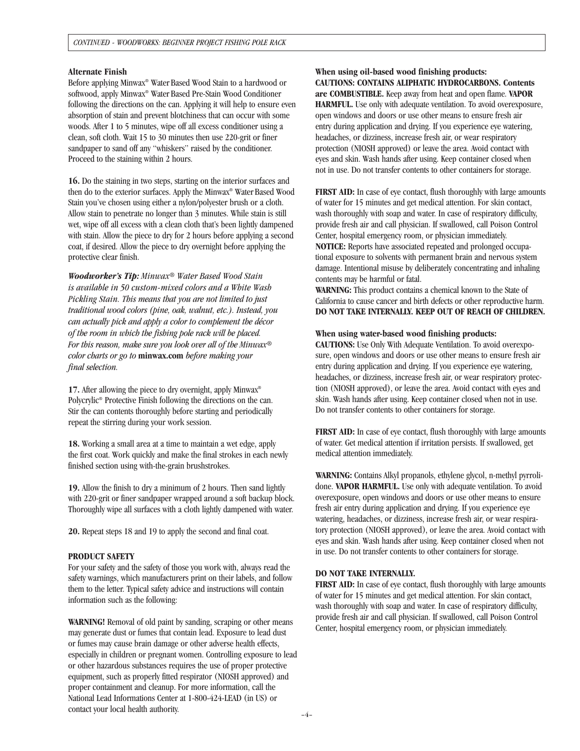### Alternate Finish

Before applying Minwax® Water Based Wood Stain to a hardwood or softwood, apply Minwax® Water Based Pre-Stain Wood Conditioner following the directions on the can. Applying it will help to ensure even absorption of stain and prevent blotchiness that can occur with some woods. After 1 to 5 minutes, wipe off all excess conditioner using a clean, soft cloth. Wait 15 to 30 minutes then use 220-grit or finer sandpaper to sand off any "whiskers" raised by the conditioner. Proceed to the staining within 2 hours.

**16.** Do the staining in two steps, starting on the interior surfaces and then do to the exterior surfaces. Apply the Minwax® Water Based Wood Stain you've chosen using either a nylon/polyester brush or a cloth. Allow stain to penetrate no longer than 3 minutes. While stain is still wet, wipe off all excess with a clean cloth that's been lightly dampened with stain. Allow the piece to dry for 2 hours before applying a second coat, if desired. Allow the piece to dry overnight before applying the protective clear finish.

***Woodworker's Tip:*** *Minwax® Water Based Wood Stain is available in 50 custom-mixed colors and a White Wash Pickling Stain. This means that you are not limited to just traditional wood colors (pine, oak, walnut, etc.). Instead, you can actually pick and apply a color to complement the décor of the room in which the fishing pole rack will be placed. For this reason, make sure you look over all of the Minwax® color charts or go to* **minwax.com** *before making your final selection.*

**17.** After allowing the piece to dry overnight, apply Minwax® Polycrylic® Protective Finish following the directions on the can. Stir the can contents thoroughly before starting and periodically repeat the stirring during your work session.

**18.** Working a small area at a time to maintain a wet edge, apply the first coat. Work quickly and make the final strokes in each newly finished section using with-the-grain brushstrokes.

**19.** Allow the finish to dry a minimum of 2 hours. Then sand lightly with 220-grit or finer sandpaper wrapped around a soft backup block. Thoroughly wipe all surfaces with a cloth lightly dampened with water.

**20.** Repeat steps 18 and 19 to apply the second and final coat.

### PRODUCT SAFETY

For your safety and the safety of those you work with, always read the safety warnings, which manufacturers print on their labels, and follow them to the letter. Typical safety advice and instructions will contain information such as the following:

**WARNING!** Removal of old paint by sanding, scraping or other means may generate dust or fumes that contain lead. Exposure to lead dust or fumes may cause brain damage or other adverse health effects, especially in children or pregnant women. Controlling exposure to lead or other hazardous substances requires the use of proper protective equipment, such as properly fitted respirator (NIOSH approved) and proper containment and cleanup. For more information, call the National Lead Informations Center at 1-800-424-LEAD (in US) or contact your local health authority.

**When using oil-based wood finishing products:**
**CAUTIONS: CONTAINS ALIPHATIC HYDROCARBONS. Contents are COMBUSTIBLE.** Keep away from heat and open flame. **VAPOR HARMFUL.** Use only with adequate ventilation. To avoid overexposure, open windows and doors or use other means to ensure fresh air entry during application and drying. If you experience eye watering, headaches, or dizziness, increase fresh air, or wear respiratory protection (NIOSH approved) or leave the area. Avoid contact with eyes and skin. Wash hands after using. Keep container closed when not in use. Do not transfer contents to other containers for storage.

**FIRST AID:** In case of eye contact, flush thoroughly with large amounts of water for 15 minutes and get medical attention. For skin contact, wash thoroughly with soap and water. In case of respiratory difficulty, provide fresh air and call physician. If swallowed, call Poison Control Center, hospital emergency room, or physician immediately.
**NOTICE:** Reports have associated repeated and prolonged occupational exposure to solvents with permanent brain and nervous system damage. Intentional misuse by deliberately concentrating and inhaling contents may be harmful or fatal.
**WARNING:** This product contains a chemical known to the State of California to cause cancer and birth defects or other reproductive harm.
**DO NOT TAKE INTERNALLY. KEEP OUT OF REACH OF CHILDREN.**

**When using water-based wood finishing products:**
**CAUTIONS:** Use Only With Adequate Ventilation. To avoid overexposure, open windows and doors or use other means to ensure fresh air entry during application and drying. If you experience eye watering, headaches, or dizziness, increase fresh air, or wear respiratory protection (NIOSH approved), or leave the area. Avoid contact with eyes and skin. Wash hands after using. Keep container closed when not in use. Do not transfer contents to other containers for storage.

**FIRST AID:** In case of eye contact, flush thoroughly with large amounts of water. Get medical attention if irritation persists. If swallowed, get medical attention immediately.

**WARNING:** Contains Alkyl propanols, ethylene glycol, n-methyl pyrrolidone. **VAPOR HARMFUL.** Use only with adequate ventilation. To avoid overexposure, open windows and doors or use other means to ensure fresh air entry during application and drying. If you experience eye watering, headaches, or dizziness, increase fresh air, or wear respiratory protection (NIOSH approved), or leave the area. Avoid contact with eyes and skin. Wash hands after using. Keep container closed when not in use. Do not transfer contents to other containers for storage.

**DO NOT TAKE INTERNALLY.**
**FIRST AID:** In case of eye contact, flush thoroughly with large amounts of water for 15 minutes and get medical attention. For skin contact, wash thoroughly with soap and water. In case of respiratory difficulty, provide fresh air and call physician. If swallowed, call Poison Control Center, hospital emergency room, or physician immediately.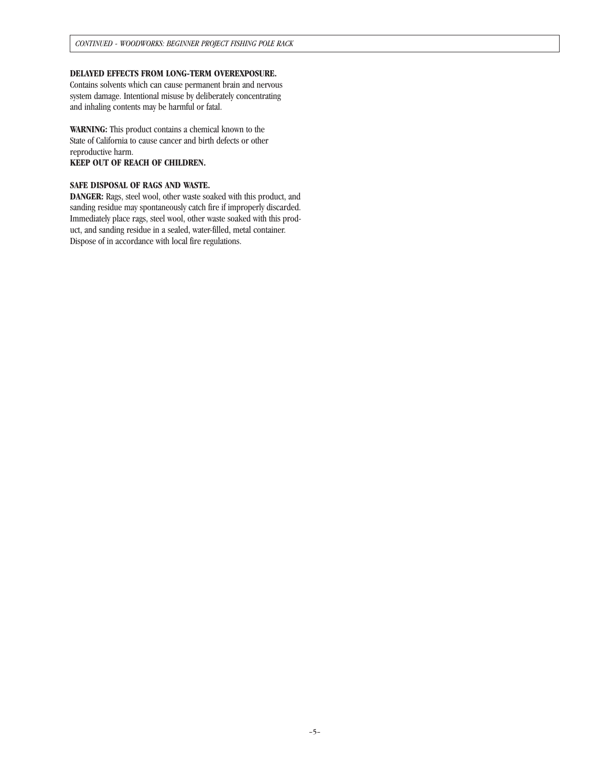**DELAYED EFFECTS FROM LONG-TERM OVEREXPOSURE.**
Contains solvents which can cause permanent brain and nervous system damage. Intentional misuse by deliberately concentrating and inhaling contents may be harmful or fatal.

**WARNING:** This product contains a chemical known to the State of California to cause cancer and birth defects or other reproductive harm.
**KEEP OUT OF REACH OF CHILDREN.**

**SAFE DISPOSAL OF RAGS AND WASTE.**
**DANGER:** Rags, steel wool, other waste soaked with this product, and sanding residue may spontaneously catch fire if improperly discarded. Immediately place rags, steel wool, other waste soaked with this product, and sanding residue in a sealed, water-filled, metal container. Dispose of in accordance with local fire regulations.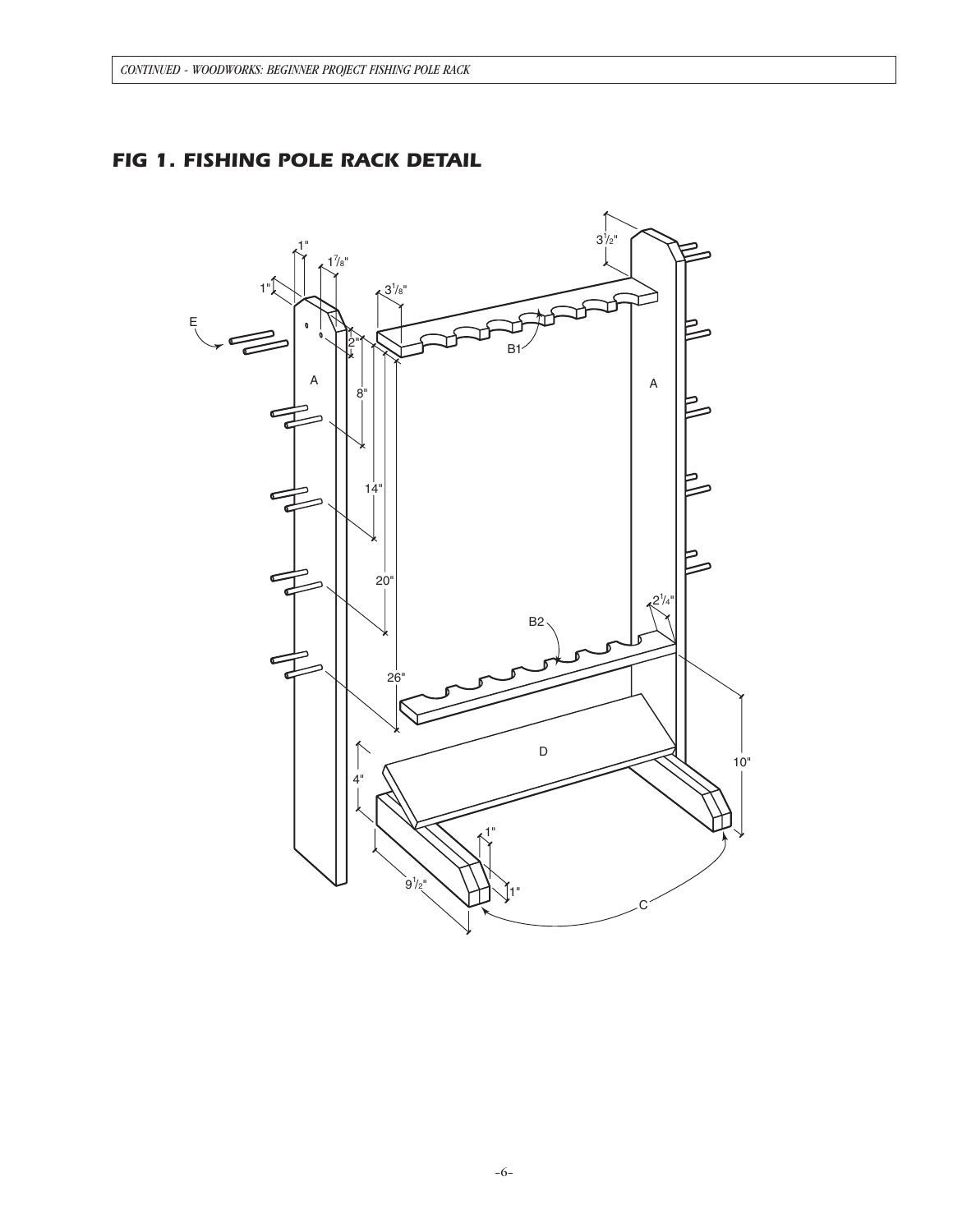## FIG 1. FISHING POLE RACK DETAIL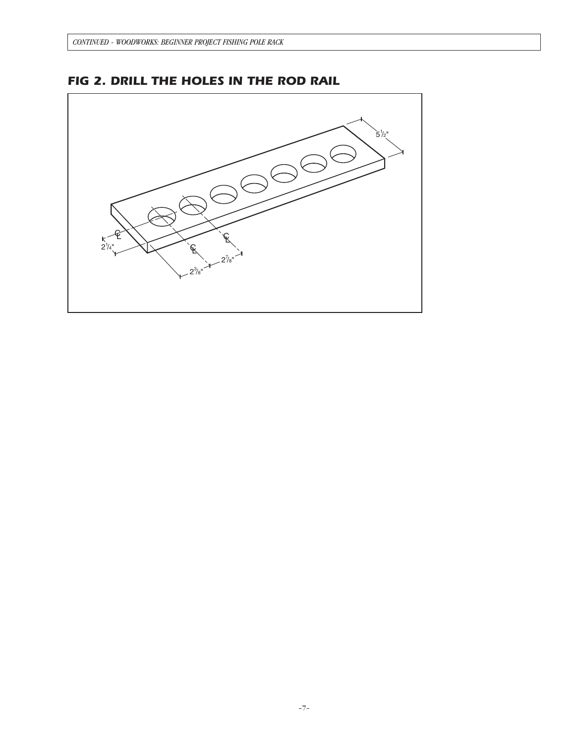## FIG 2. DRILL THE HOLES IN THE ROD RAIL

5 1/2"

CL

2 1/4"

CL

CL

2 7/8"

2 3/8"